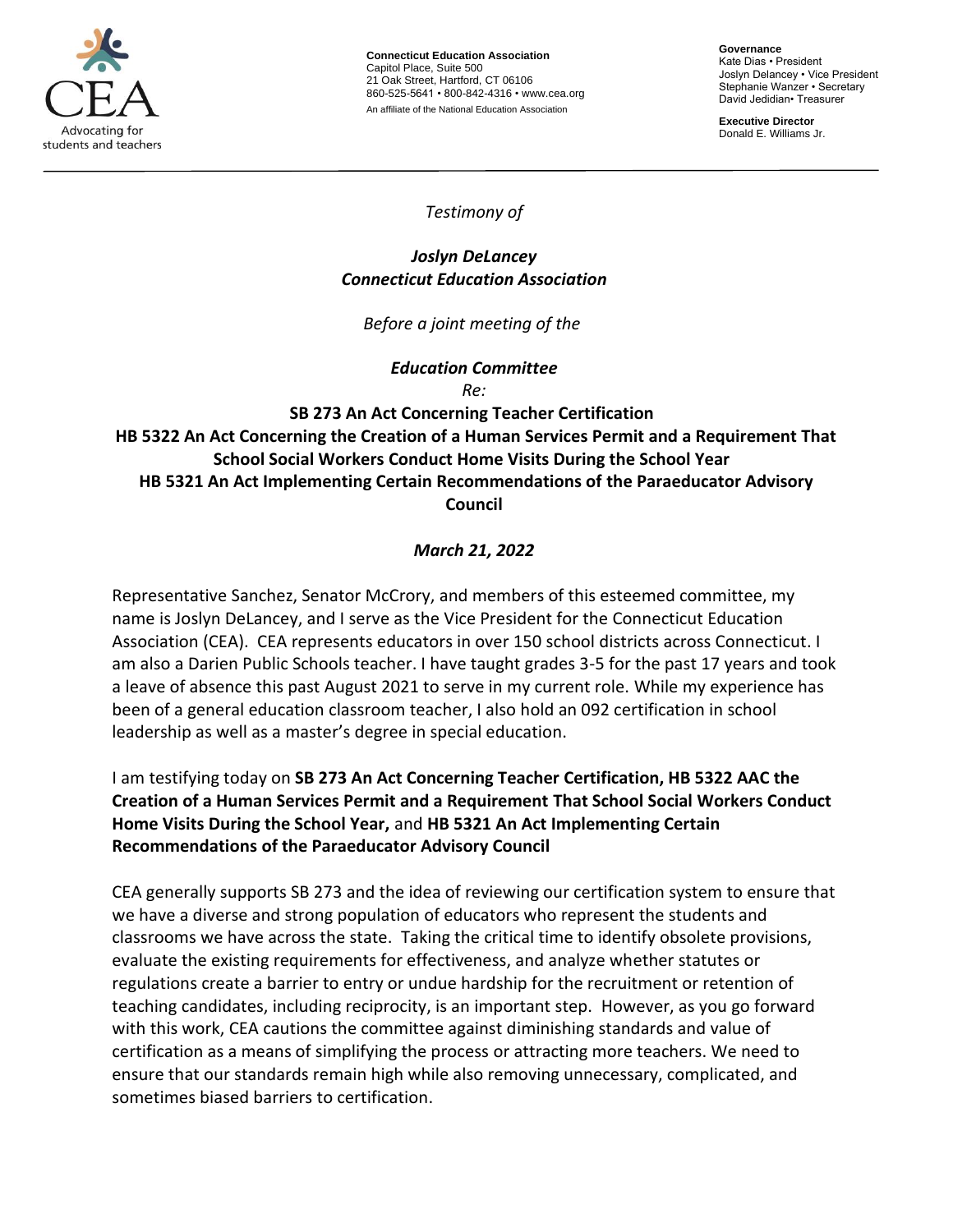Advocating for students and teachers

**Connecticut Education Association**
Capitol Place, Suite 500
21 Oak Street, Hartford, CT 06106
860-525-5641 • 800-842-4316 • www.cea.org
An affiliate of the National Education Association

**Governance**
Kate Dias • President
Joslyn Delancey • Vice President
Stephanie Wanzer • Secretary
David Jedidian• Treasurer

**Executive Director**
Donald E. Williams Jr.

---

*Testimony of*

***Joslyn DeLancey***
***Connecticut Education Association***

*Before a joint meeting of the*

***Education Committee***
*Re:*
**SB 273 An Act Concerning Teacher Certification**
**HB 5322 An Act Concerning the Creation of a Human Services Permit and a Requirement That School Social Workers Conduct Home Visits During the School Year**
**HB 5321 An Act Implementing Certain Recommendations of the Paraeducator Advisory Council**

***March 21, 2022***

Representative Sanchez, Senator McCrory, and members of this esteemed committee, my name is Joslyn DeLancey, and I serve as the Vice President for the Connecticut Education Association (CEA). CEA represents educators in over 150 school districts across Connecticut. I am also a Darien Public Schools teacher. I have taught grades 3-5 for the past 17 years and took a leave of absence this past August 2021 to serve in my current role. While my experience has been of a general education classroom teacher, I also hold an 092 certification in school leadership as well as a master's degree in special education.

I am testifying today on **SB 273 An Act Concerning Teacher Certification, HB 5322 AAC the Creation of a Human Services Permit and a Requirement That School Social Workers Conduct Home Visits During the School Year,** and **HB 5321 An Act Implementing Certain Recommendations of the Paraeducator Advisory Council**

CEA generally supports SB 273 and the idea of reviewing our certification system to ensure that we have a diverse and strong population of educators who represent the students and classrooms we have across the state. Taking the critical time to identify obsolete provisions, evaluate the existing requirements for effectiveness, and analyze whether statutes or regulations create a barrier to entry or undue hardship for the recruitment or retention of teaching candidates, including reciprocity, is an important step. However, as you go forward with this work, CEA cautions the committee against diminishing standards and value of certification as a means of simplifying the process or attracting more teachers. We need to ensure that our standards remain high while also removing unnecessary, complicated, and sometimes biased barriers to certification.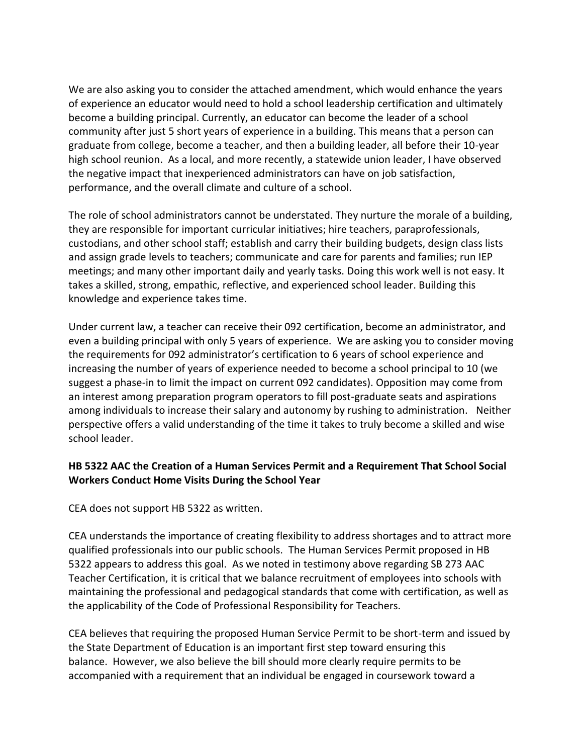We are also asking you to consider the attached amendment, which would enhance the years of experience an educator would need to hold a school leadership certification and ultimately become a building principal. Currently, an educator can become the leader of a school community after just 5 short years of experience in a building. This means that a person can graduate from college, become a teacher, and then a building leader, all before their 10-year high school reunion. As a local, and more recently, a statewide union leader, I have observed the negative impact that inexperienced administrators can have on job satisfaction, performance, and the overall climate and culture of a school.

The role of school administrators cannot be understated. They nurture the morale of a building, they are responsible for important curricular initiatives; hire teachers, paraprofessionals, custodians, and other school staff; establish and carry their building budgets, design class lists and assign grade levels to teachers; communicate and care for parents and families; run IEP meetings; and many other important daily and yearly tasks. Doing this work well is not easy. It takes a skilled, strong, empathic, reflective, and experienced school leader. Building this knowledge and experience takes time.

Under current law, a teacher can receive their 092 certification, become an administrator, and even a building principal with only 5 years of experience. We are asking you to consider moving the requirements for 092 administrator's certification to 6 years of school experience and increasing the number of years of experience needed to become a school principal to 10 (we suggest a phase-in to limit the impact on current 092 candidates). Opposition may come from an interest among preparation program operators to fill post-graduate seats and aspirations among individuals to increase their salary and autonomy by rushing to administration. Neither perspective offers a valid understanding of the time it takes to truly become a skilled and wise school leader.

**HB 5322 AAC the Creation of a Human Services Permit and a Requirement That School Social Workers Conduct Home Visits During the School Year**

CEA does not support HB 5322 as written.

CEA understands the importance of creating flexibility to address shortages and to attract more qualified professionals into our public schools. The Human Services Permit proposed in HB 5322 appears to address this goal. As we noted in testimony above regarding SB 273 AAC Teacher Certification, it is critical that we balance recruitment of employees into schools with maintaining the professional and pedagogical standards that come with certification, as well as the applicability of the Code of Professional Responsibility for Teachers.

CEA believes that requiring the proposed Human Service Permit to be short-term and issued by the State Department of Education is an important first step toward ensuring this balance. However, we also believe the bill should more clearly require permits to be accompanied with a requirement that an individual be engaged in coursework toward a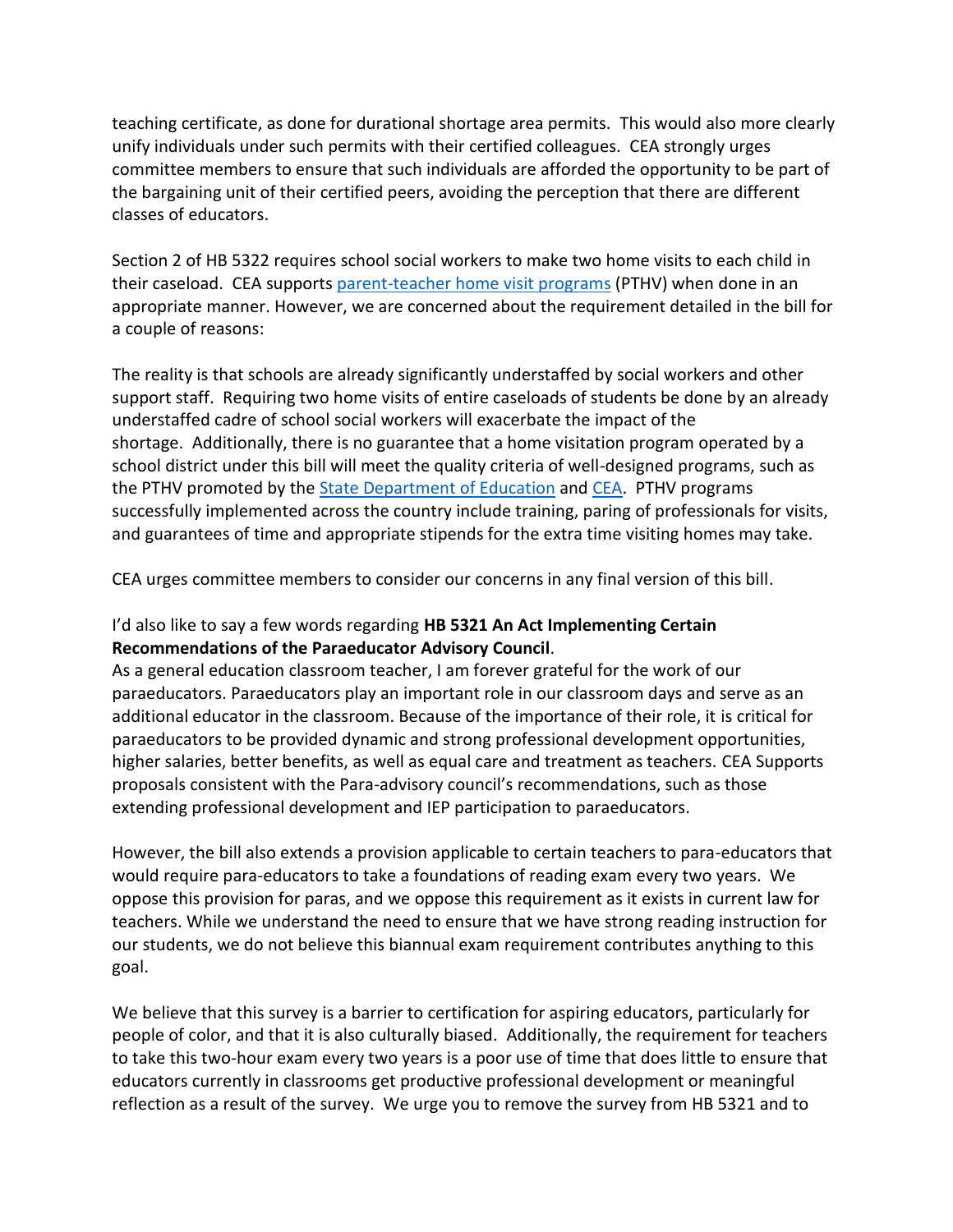teaching certificate, as done for durational shortage area permits. This would also more clearly unify individuals under such permits with their certified colleagues. CEA strongly urges committee members to ensure that such individuals are afforded the opportunity to be part of the bargaining unit of their certified peers, avoiding the perception that there are different classes of educators.

Section 2 of HB 5322 requires school social workers to make two home visits to each child in their caseload. CEA supports parent-teacher home visit programs (PTHV) when done in an appropriate manner. However, we are concerned about the requirement detailed in the bill for a couple of reasons:

The reality is that schools are already significantly understaffed by social workers and other support staff. Requiring two home visits of entire caseloads of students be done by an already understaffed cadre of school social workers will exacerbate the impact of the shortage. Additionally, there is no guarantee that a home visitation program operated by a school district under this bill will meet the quality criteria of well-designed programs, such as the PTHV promoted by the State Department of Education and CEA. PTHV programs successfully implemented across the country include training, paring of professionals for visits, and guarantees of time and appropriate stipends for the extra time visiting homes may take.

CEA urges committee members to consider our concerns in any final version of this bill.

I'd also like to say a few words regarding **HB 5321 An Act Implementing Certain Recommendations of the Paraeducator Advisory Council**.
As a general education classroom teacher, I am forever grateful for the work of our paraeducators. Paraeducators play an important role in our classroom days and serve as an additional educator in the classroom. Because of the importance of their role, it is critical for paraeducators to be provided dynamic and strong professional development opportunities, higher salaries, better benefits, as well as equal care and treatment as teachers. CEA Supports proposals consistent with the Para-advisory council's recommendations, such as those extending professional development and IEP participation to paraeducators.

However, the bill also extends a provision applicable to certain teachers to para-educators that would require para-educators to take a foundations of reading exam every two years. We oppose this provision for paras, and we oppose this requirement as it exists in current law for teachers. While we understand the need to ensure that we have strong reading instruction for our students, we do not believe this biannual exam requirement contributes anything to this goal.

We believe that this survey is a barrier to certification for aspiring educators, particularly for people of color, and that it is also culturally biased. Additionally, the requirement for teachers to take this two-hour exam every two years is a poor use of time that does little to ensure that educators currently in classrooms get productive professional development or meaningful reflection as a result of the survey. We urge you to remove the survey from HB 5321 and to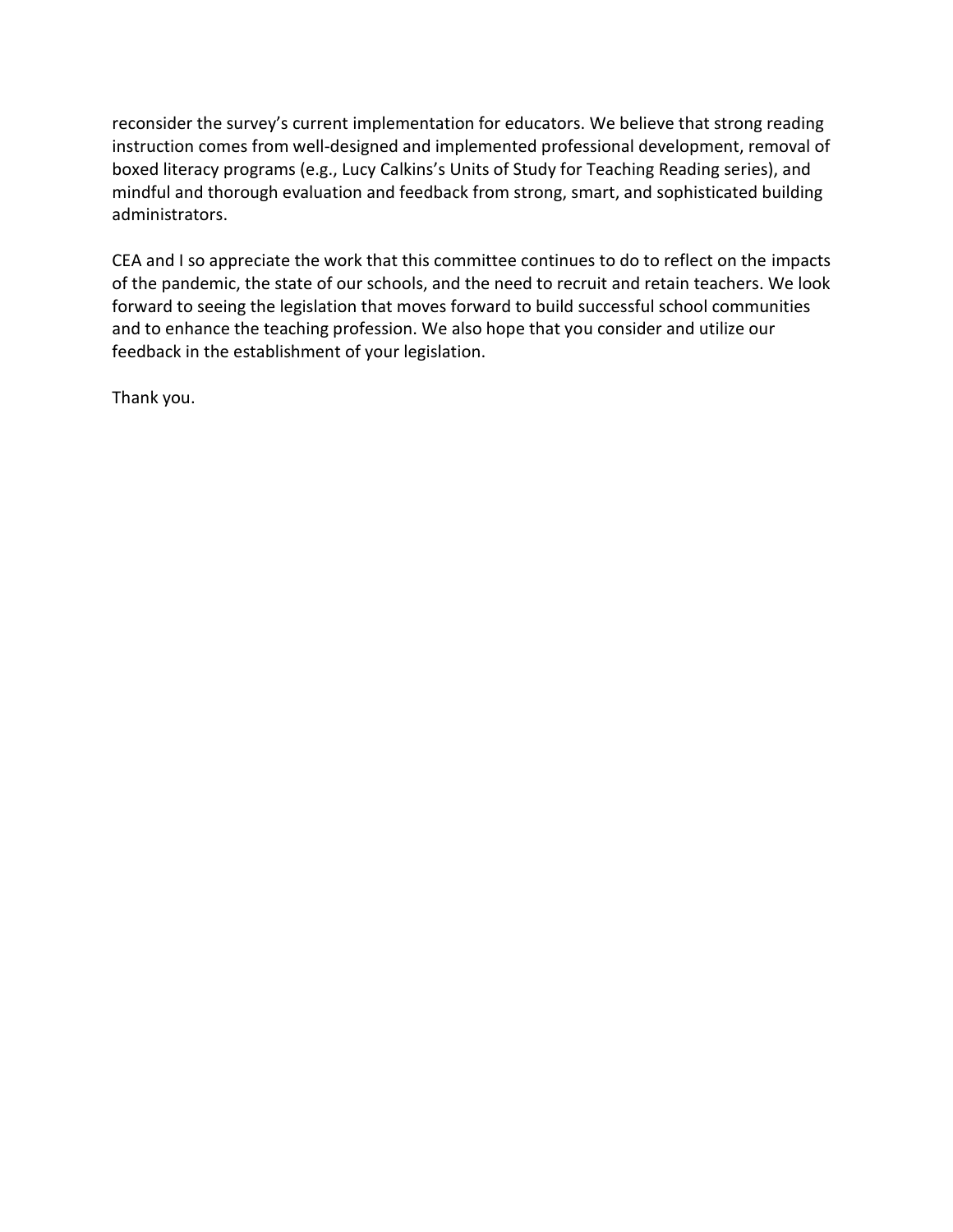reconsider the survey's current implementation for educators. We believe that strong reading instruction comes from well-designed and implemented professional development, removal of boxed literacy programs (e.g., Lucy Calkins's Units of Study for Teaching Reading series), and mindful and thorough evaluation and feedback from strong, smart, and sophisticated building administrators.

CEA and I so appreciate the work that this committee continues to do to reflect on the impacts of the pandemic, the state of our schools, and the need to recruit and retain teachers. We look forward to seeing the legislation that moves forward to build successful school communities and to enhance the teaching profession. We also hope that you consider and utilize our feedback in the establishment of your legislation.

Thank you.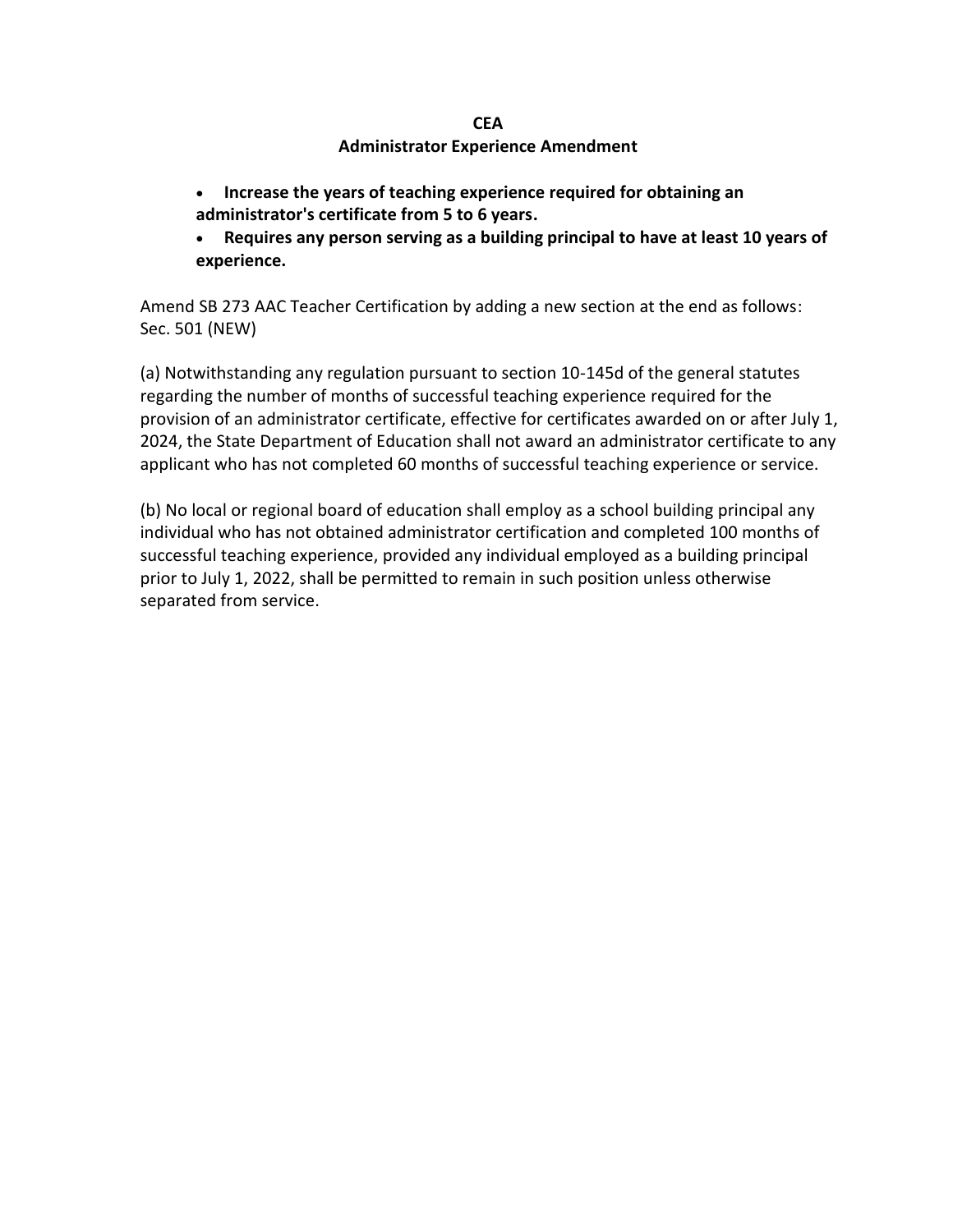**CEA**

**Administrator Experience Amendment**

- **Increase the years of teaching experience required for obtaining an administrator's certificate from 5 to 6 years.**
- **Requires any person serving as a building principal to have at least 10 years of experience.**

Amend SB 273 AAC Teacher Certification by adding a new section at the end as follows:
Sec. 501 (NEW)

(a) Notwithstanding any regulation pursuant to section 10-145d of the general statutes regarding the number of months of successful teaching experience required for the provision of an administrator certificate, effective for certificates awarded on or after July 1, 2024, the State Department of Education shall not award an administrator certificate to any applicant who has not completed 60 months of successful teaching experience or service.

(b) No local or regional board of education shall employ as a school building principal any individual who has not obtained administrator certification and completed 100 months of successful teaching experience, provided any individual employed as a building principal prior to July 1, 2022, shall be permitted to remain in such position unless otherwise separated from service.